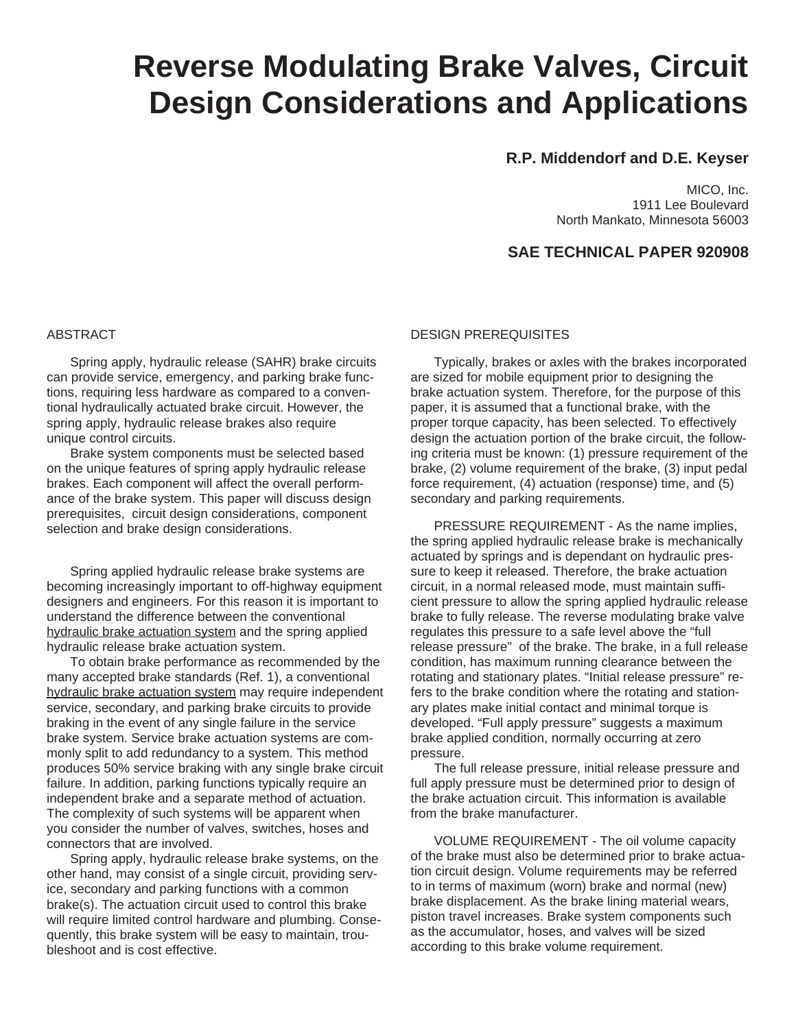# Reverse Modulating Brake Valves, Circuit Design Considerations and Applications

**R.P. Middendorf and D.E. Keyser**

MICO, Inc.
1911 Lee Boulevard
North Mankato, Minnesota 56003

**SAE TECHNICAL PAPER 920908**

## ABSTRACT

Spring apply, hydraulic release (SAHR) brake circuits can provide service, emergency, and parking brake functions, requiring less hardware as compared to a conventional hydraulically actuated brake circuit. However, the spring apply, hydraulic release brakes also require unique control circuits.

Brake system components must be selected based on the unique features of spring apply hydraulic release brakes. Each component will affect the overall performance of the brake system. This paper will discuss design prerequisites, circuit design considerations, component selection and brake design considerations.

Spring applied hydraulic release brake systems are becoming increasingly important to off-highway equipment designers and engineers. For this reason it is important to understand the difference between the conventional hydraulic brake actuation system and the spring applied hydraulic release brake actuation system.

To obtain brake performance as recommended by the many accepted brake standards (Ref. 1), a conventional hydraulic brake actuation system may require independent service, secondary, and parking brake circuits to provide braking in the event of any single failure in the service brake system. Service brake actuation systems are commonly split to add redundancy to a system. This method produces 50% service braking with any single brake circuit failure. In addition, parking functions typically require an independent brake and a separate method of actuation. The complexity of such systems will be apparent when you consider the number of valves, switches, hoses and connectors that are involved.

Spring apply, hydraulic release brake systems, on the other hand, may consist of a single circuit, providing service, secondary and parking functions with a common brake(s). The actuation circuit used to control this brake will require limited control hardware and plumbing. Consequently, this brake system will be easy to maintain, troubleshoot and is cost effective.

## DESIGN PREREQUISITES

Typically, brakes or axles with the brakes incorporated are sized for mobile equipment prior to designing the brake actuation system. Therefore, for the purpose of this paper, it is assumed that a functional brake, with the proper torque capacity, has been selected. To effectively design the actuation portion of the brake circuit, the following criteria must be known: (1) pressure requirement of the brake, (2) volume requirement of the brake, (3) input pedal force requirement, (4) actuation (response) time, and (5) secondary and parking requirements.

PRESSURE REQUIREMENT - As the name implies, the spring applied hydraulic release brake is mechanically actuated by springs and is dependant on hydraulic pressure to keep it released. Therefore, the brake actuation circuit, in a normal released mode, must maintain sufficient pressure to allow the spring applied hydraulic release brake to fully release. The reverse modulating brake valve regulates this pressure to a safe level above the "full release pressure" of the brake. The brake, in a full release condition, has maximum running clearance between the rotating and stationary plates. "Initial release pressure" refers to the brake condition where the rotating and stationary plates make initial contact and minimal torque is developed. "Full apply pressure" suggests a maximum brake applied condition, normally occurring at zero pressure.

The full release pressure, initial release pressure and full apply pressure must be determined prior to design of the brake actuation circuit. This information is available from the brake manufacturer.

VOLUME REQUIREMENT - The oil volume capacity of the brake must also be determined prior to brake actuation circuit design. Volume requirements may be referred to in terms of maximum (worn) brake and normal (new) brake displacement. As the brake lining material wears, piston travel increases. Brake system components such as the accumulator, hoses, and valves will be sized according to this brake volume requirement.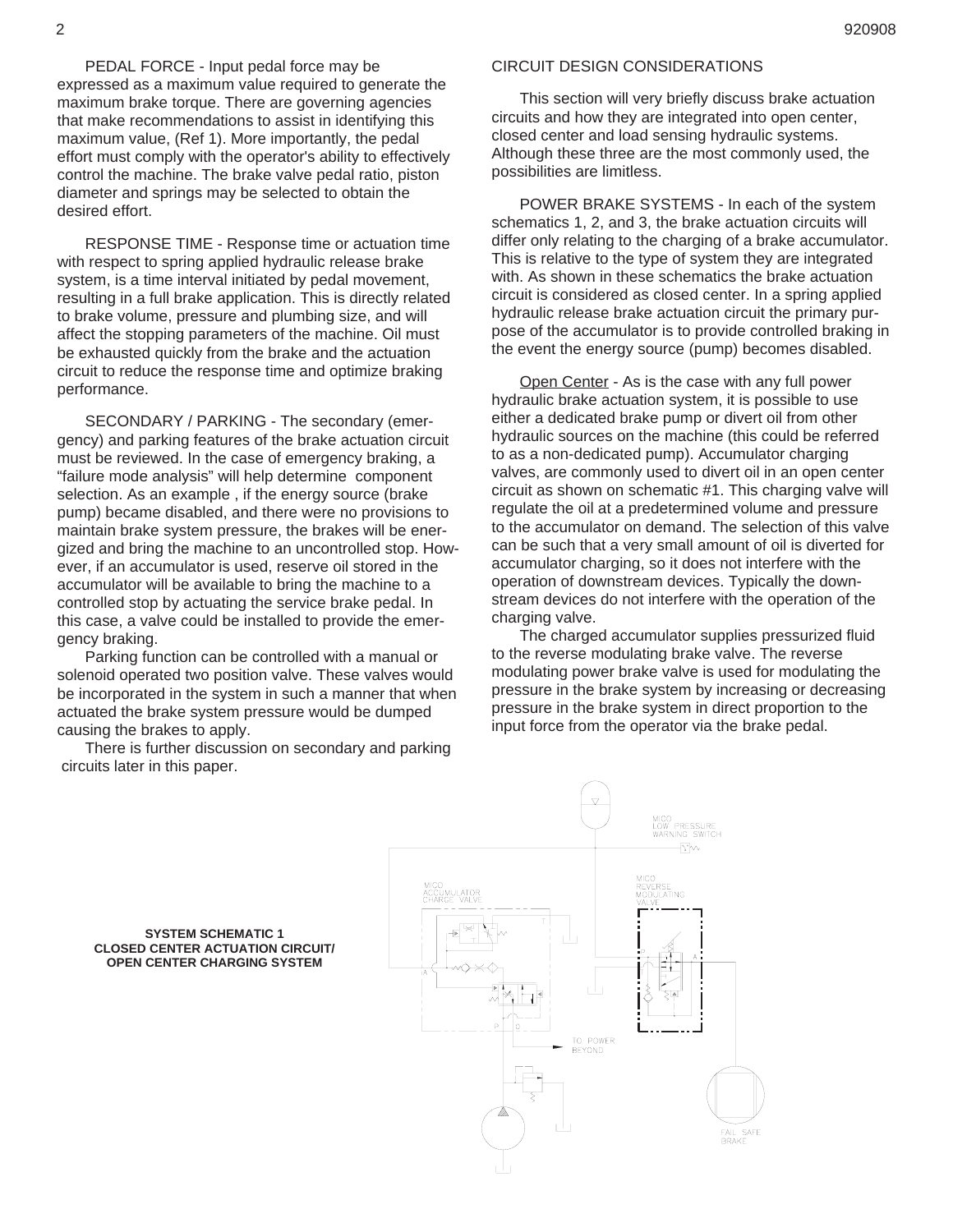PEDAL FORCE - Input pedal force may be expressed as a maximum value required to generate the maximum brake torque. There are governing agencies that make recommendations to assist in identifying this maximum value, (Ref 1). More importantly, the pedal effort must comply with the operator's ability to effectively control the machine. The brake valve pedal ratio, piston diameter and springs may be selected to obtain the desired effort.

RESPONSE TIME - Response time or actuation time with respect to spring applied hydraulic release brake system, is a time interval initiated by pedal movement, resulting in a full brake application. This is directly related to brake volume, pressure and plumbing size, and will affect the stopping parameters of the machine. Oil must be exhausted quickly from the brake and the actuation circuit to reduce the response time and optimize braking performance.

SECONDARY / PARKING - The secondary (emergency) and parking features of the brake actuation circuit must be reviewed. In the case of emergency braking, a “failure mode analysis” will help determine component selection. As an example , if the energy source (brake pump) became disabled, and there were no provisions to maintain brake system pressure, the brakes will be energized and bring the machine to an uncontrolled stop. However, if an accumulator is used, reserve oil stored in the accumulator will be available to bring the machine to a controlled stop by actuating the service brake pedal. In this case, a valve could be installed to provide the emergency braking.

Parking function can be controlled with a manual or solenoid operated two position valve. These valves would be incorporated in the system in such a manner that when actuated the brake system pressure would be dumped causing the brakes to apply.

There is further discussion on secondary and parking circuits later in this paper.

CIRCUIT DESIGN CONSIDERATIONS

This section will very briefly discuss brake actuation circuits and how they are integrated into open center, closed center and load sensing hydraulic systems. Although these three are the most commonly used, the possibilities are limitless.

POWER BRAKE SYSTEMS - In each of the system schematics 1, 2, and 3, the brake actuation circuits will differ only relating to the charging of a brake accumulator. This is relative to the type of system they are integrated with. As shown in these schematics the brake actuation circuit is considered as closed center. In a spring applied hydraulic release brake actuation circuit the primary purpose of the accumulator is to provide controlled braking in the event the energy source (pump) becomes disabled.

Open Center - As is the case with any full power hydraulic brake actuation system, it is possible to use either a dedicated brake pump or divert oil from other hydraulic sources on the machine (this could be referred to as a non-dedicated pump). Accumulator charging valves, are commonly used to divert oil in an open center circuit as shown on schematic #1. This charging valve will regulate the oil at a predetermined volume and pressure to the accumulator on demand. The selection of this valve can be such that a very small amount of oil is diverted for accumulator charging, so it does not interfere with the operation of downstream devices. Typically the downstream devices do not interfere with the operation of the charging valve.

The charged accumulator supplies pressurized fluid to the reverse modulating brake valve. The reverse modulating power brake valve is used for modulating the pressure in the brake system by increasing or decreasing pressure in the brake system in direct proportion to the input force from the operator via the brake pedal.

**SYSTEM SCHEMATIC 1**
**CLOSED CENTER ACTUATION CIRCUIT/**
**OPEN CENTER CHARGING SYSTEM**

MICO LOW PRESSURE WARNING SWITCH

MICO ACCUMULATOR CHARGE VALVE

MICO REVERSE MODULATING VALVE

TO POWER BEYOND

FAIL SAFE BRAKE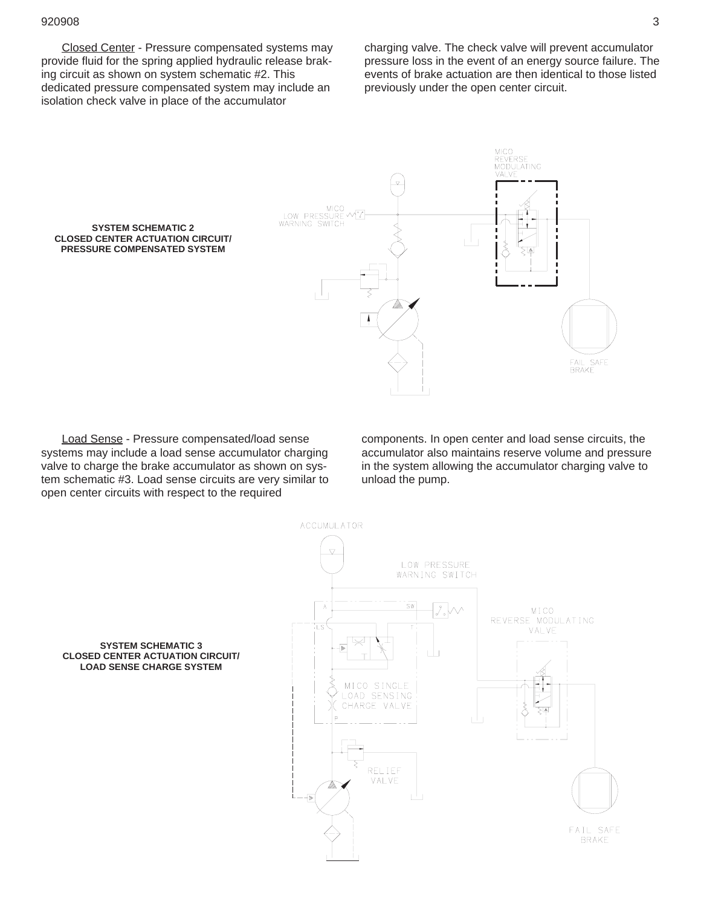Closed Center - Pressure compensated systems may provide fluid for the spring applied hydraulic release braking circuit as shown on system schematic #2. This dedicated pressure compensated system may include an isolation check valve in place of the accumulator charging valve. The check valve will prevent accumulator pressure loss in the event of an energy source failure. The events of brake actuation are then identical to those listed previously under the open center circuit.

**SYSTEM SCHEMATIC 2**
**CLOSED CENTER ACTUATION CIRCUIT/ PRESSURE COMPENSATED SYSTEM**

MICO LOW PRESSURE WARNING SWITCH

MICO REVERSE MODULATING VALVE

FAIL SAFE BRAKE

Load Sense - Pressure compensated/load sense systems may include a load sense accumulator charging valve to charge the brake accumulator as shown on system schematic #3. Load sense circuits are very similar to open center circuits with respect to the required components. In open center and load sense circuits, the accumulator also maintains reserve volume and pressure in the system allowing the accumulator charging valve to unload the pump.

**SYSTEM SCHEMATIC 3**
**CLOSED CENTER ACTUATION CIRCUIT/ LOAD SENSE CHARGE SYSTEM**

ACCUMULATOR

LOW PRESSURE WARNING SWITCH

MICO REVERSE MODULATING VALVE

MICO SINGLE LOAD SENSING CHARGE VALVE

RELIEF VALVE

FAIL SAFE BRAKE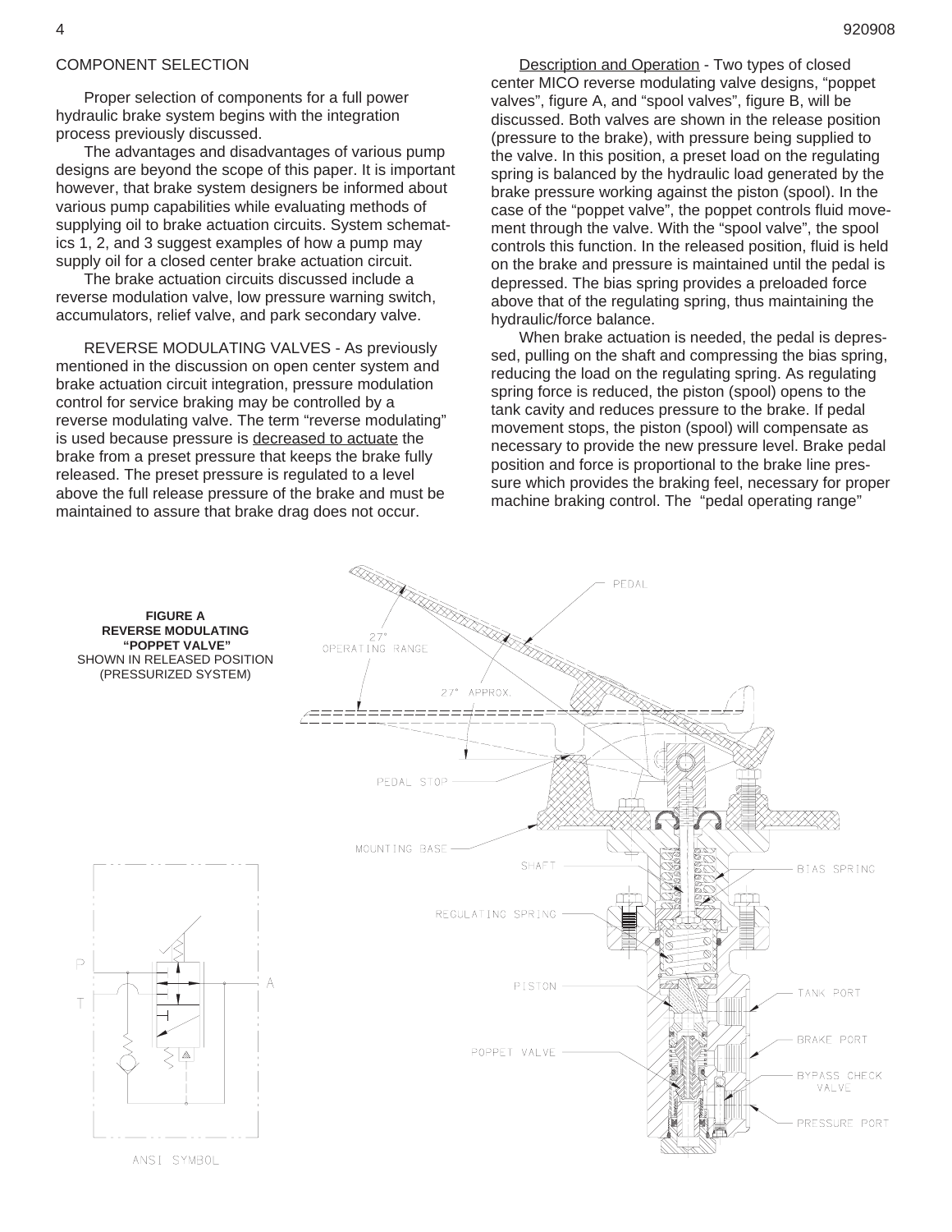## COMPONENT SELECTION

Proper selection of components for a full power hydraulic brake system begins with the integration process previously discussed.

The advantages and disadvantages of various pump designs are beyond the scope of this paper. It is important however, that brake system designers be informed about various pump capabilities while evaluating methods of supplying oil to brake actuation circuits. System schematics 1, 2, and 3 suggest examples of how a pump may supply oil for a closed center brake actuation circuit.

The brake actuation circuits discussed include a reverse modulation valve, low pressure warning switch, accumulators, relief valve, and park secondary valve.

REVERSE MODULATING VALVES - As previously mentioned in the discussion on open center system and brake actuation circuit integration, pressure modulation control for service braking may be controlled by a reverse modulating valve. The term "reverse modulating" is used because pressure is <u>decreased to actuate</u> the brake from a preset pressure that keeps the brake fully released. The preset pressure is regulated to a level above the full release pressure of the brake and must be maintained to assure that brake drag does not occur.

<u>Description and Operation</u> - Two types of closed center MICO reverse modulating valve designs, "poppet valves", figure A, and "spool valves", figure B, will be discussed. Both valves are shown in the release position (pressure to the brake), with pressure being supplied to the valve. In this position, a preset load on the regulating spring is balanced by the hydraulic load generated by the brake pressure working against the piston (spool). In the case of the "poppet valve", the poppet controls fluid movement through the valve. With the "spool valve", the spool controls this function. In the released position, fluid is held on the brake and pressure is maintained until the pedal is depressed. The bias spring provides a preloaded force above that of the regulating spring, thus maintaining the hydraulic/force balance.

When brake actuation is needed, the pedal is depressed, pulling on the shaft and compressing the bias spring, reducing the load on the regulating spring. As regulating spring force is reduced, the piston (spool) opens to the tank cavity and reduces pressure to the brake. If pedal movement stops, the piston (spool) will compensate as necessary to provide the new pressure level. Brake pedal position and force is proportional to the brake line pressure which provides the braking feel, necessary for proper machine braking control. The "pedal operating range"

**FIGURE A**
**REVERSE MODULATING "POPPET VALVE"**
SHOWN IN RELEASED POSITION (PRESSURIZED SYSTEM)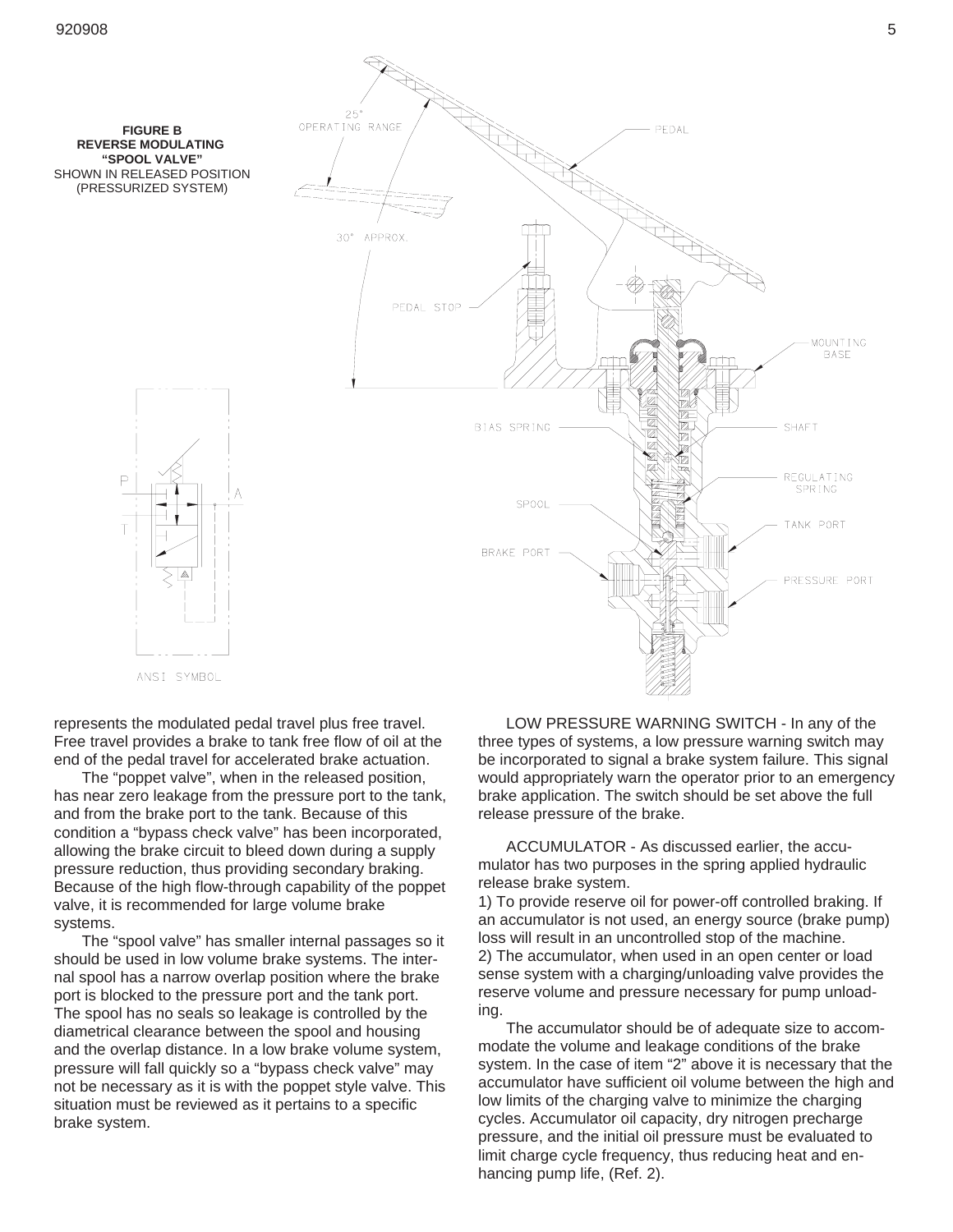**FIGURE B**
**REVERSE MODULATING**
**"SPOOL VALVE"**
SHOWN IN RELEASED POSITION
(PRESSURIZED SYSTEM)

represents the modulated pedal travel plus free travel. Free travel provides a brake to tank free flow of oil at the end of the pedal travel for accelerated brake actuation.

The "poppet valve", when in the released position, has near zero leakage from the pressure port to the tank, and from the brake port to the tank. Because of this condition a "bypass check valve" has been incorporated, allowing the brake circuit to bleed down during a supply pressure reduction, thus providing secondary braking. Because of the high flow-through capability of the poppet valve, it is recommended for large volume brake systems.

The "spool valve" has smaller internal passages so it should be used in low volume brake systems. The internal spool has a narrow overlap position where the brake port is blocked to the pressure port and the tank port. The spool has no seals so leakage is controlled by the diametrical clearance between the spool and housing and the overlap distance. In a low brake volume system, pressure will fall quickly so a "bypass check valve" may not be necessary as it is with the poppet style valve. This situation must be reviewed as it pertains to a specific brake system.

LOW PRESSURE WARNING SWITCH - In any of the three types of systems, a low pressure warning switch may be incorporated to signal a brake system failure. This signal would appropriately warn the operator prior to an emergency brake application. The switch should be set above the full release pressure of the brake.

ACCUMULATOR - As discussed earlier, the accumulator has two purposes in the spring applied hydraulic release brake system.

1) To provide reserve oil for power-off controlled braking. If an accumulator is not used, an energy source (brake pump) loss will result in an uncontrolled stop of the machine.
2) The accumulator, when used in an open center or load sense system with a charging/unloading valve provides the reserve volume and pressure necessary for pump unloading.

The accumulator should be of adequate size to accommodate the volume and leakage conditions of the brake system. In the case of item "2" above it is necessary that the accumulator have sufficient oil volume between the high and low limits of the charging valve to minimize the charging cycles. Accumulator oil capacity, dry nitrogen precharge pressure, and the initial oil pressure must be evaluated to limit charge cycle frequency, thus reducing heat and enhancing pump life, (Ref. 2).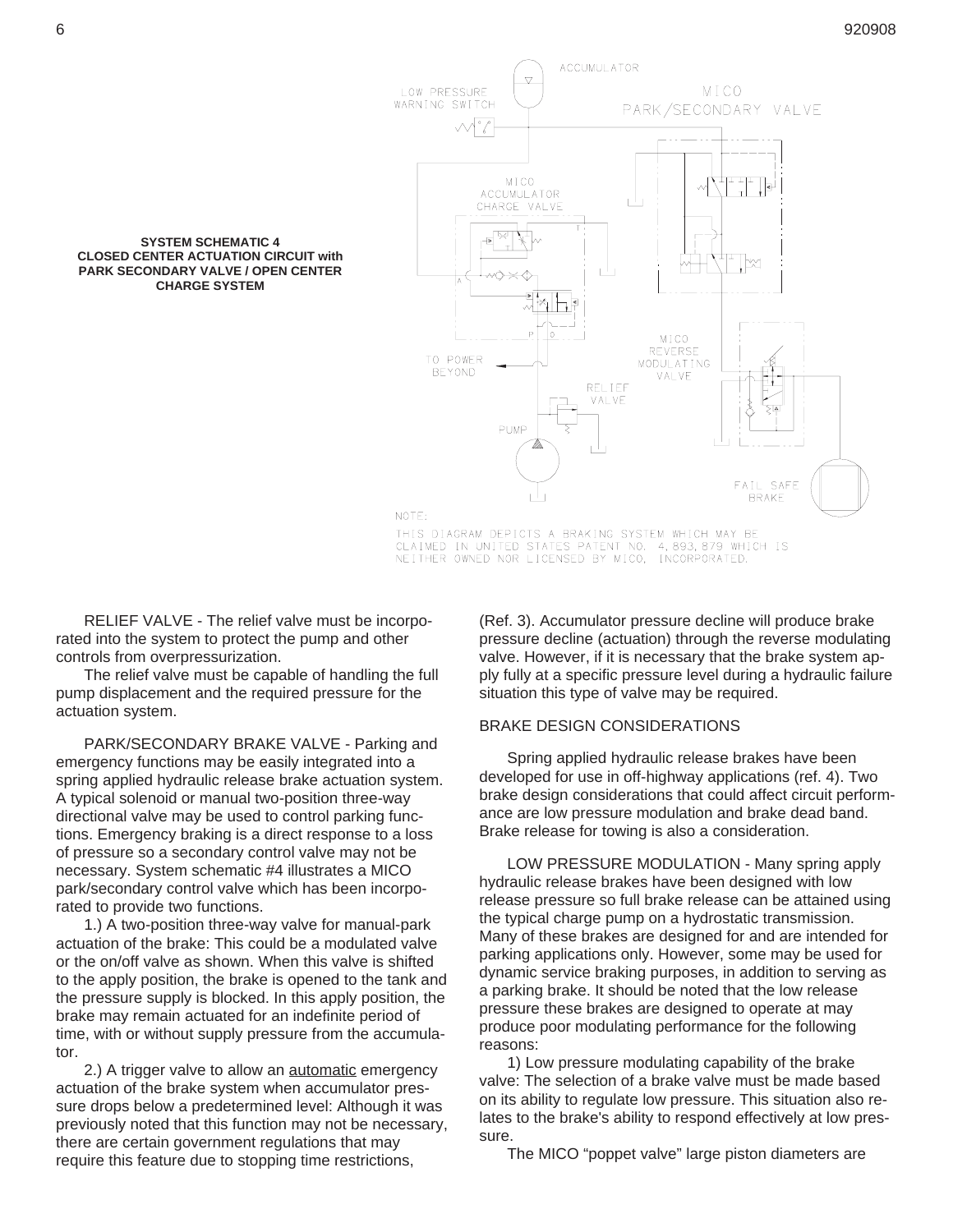**SYSTEM SCHEMATIC 4**
**CLOSED CENTER ACTUATION CIRCUIT with PARK SECONDARY VALVE / OPEN CENTER CHARGE SYSTEM**

NOTE:
THIS DIAGRAM DEPICTS A BRAKING SYSTEM WHICH MAY BE CLAIMED IN UNITED STATES PATENT NO. 4,893,879 WHICH IS NEITHER OWNED NOR LICENSED BY MICO, INCORPORATED.

RELIEF VALVE - The relief valve must be incorporated into the system to protect the pump and other controls from overpressurization.

The relief valve must be capable of handling the full pump displacement and the required pressure for the actuation system.

PARK/SECONDARY BRAKE VALVE - Parking and emergency functions may be easily integrated into a spring applied hydraulic release brake actuation system. A typical solenoid or manual two-position three-way directional valve may be used to control parking functions. Emergency braking is a direct response to a loss of pressure so a secondary control valve may not be necessary. System schematic #4 illustrates a MICO park/secondary control valve which has been incorporated to provide two functions.

1.) A two-position three-way valve for manual-park actuation of the brake: This could be a modulated valve or the on/off valve as shown. When this valve is shifted to the apply position, the brake is opened to the tank and the pressure supply is blocked. In this apply position, the brake may remain actuated for an indefinite period of time, with or without supply pressure from the accumulator.

2.) A trigger valve to allow an <u>automatic</u> emergency actuation of the brake system when accumulator pressure drops below a predetermined level: Although it was previously noted that this function may not be necessary, there are certain government regulations that may require this feature due to stopping time restrictions, (Ref. 3). Accumulator pressure decline will produce brake pressure decline (actuation) through the reverse modulating valve. However, if it is necessary that the brake system apply fully at a specific pressure level during a hydraulic failure situation this type of valve may be required.

BRAKE DESIGN CONSIDERATIONS

Spring applied hydraulic release brakes have been developed for use in off-highway applications (ref. 4). Two brake design considerations that could affect circuit performance are low pressure modulation and brake dead band. Brake release for towing is also a consideration.

LOW PRESSURE MODULATION - Many spring apply hydraulic release brakes have been designed with low release pressure so full brake release can be attained using the typical charge pump on a hydrostatic transmission. Many of these brakes are designed for and are intended for parking applications only. However, some may be used for dynamic service braking purposes, in addition to serving as a parking brake. It should be noted that the low release pressure these brakes are designed to operate at may produce poor modulating performance for the following reasons:

1) Low pressure modulating capability of the brake valve: The selection of a brake valve must be made based on its ability to regulate low pressure. This situation also relates to the brake's ability to respond effectively at low pressure.

The MICO "poppet valve" large piston diameters are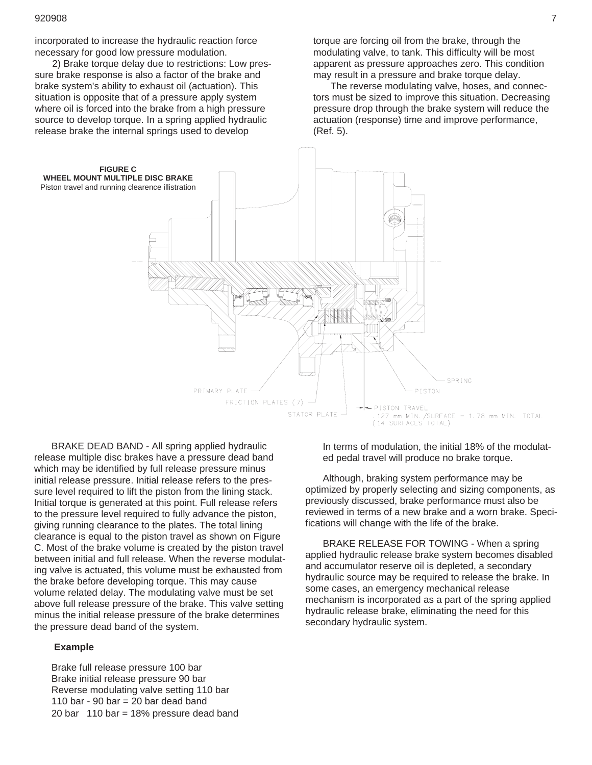incorporated to increase the hydraulic reaction force necessary for good low pressure modulation.

2) Brake torque delay due to restrictions: Low pressure brake response is also a factor of the brake and brake system's ability to exhaust oil (actuation). This situation is opposite that of a pressure apply system where oil is forced into the brake from a high pressure source to develop torque. In a spring applied hydraulic release brake the internal springs used to develop torque are forcing oil from the brake, through the modulating valve, to tank. This difficulty will be most apparent as pressure approaches zero. This condition may result in a pressure and brake torque delay.

The reverse modulating valve, hoses, and connectors must be sized to improve this situation. Decreasing pressure drop through the brake system will reduce the actuation (response) time and improve performance, (Ref. 5).

**FIGURE C**
**WHEEL MOUNT MULTIPLE DISC BRAKE**
Piston travel and running clearence illistration

PRIMARY PLATE
FRICTION PLATES (7)
STATOR PLATE
SPRING
PISTON
PISTON TRAVEL
.127 mm MIN./SURFACE = 1.78 mm MIN. TOTAL
(14 SURFACES TOTAL)

BRAKE DEAD BAND - All spring applied hydraulic release multiple disc brakes have a pressure dead band which may be identified by full release pressure minus initial release pressure. Initial release refers to the pressure level required to lift the piston from the lining stack. Initial torque is generated at this point. Full release refers to the pressure level required to fully advance the piston, giving running clearance to the plates. The total lining clearance is equal to the piston travel as shown on Figure C. Most of the brake volume is created by the piston travel between initial and full release. When the reverse modulating valve is actuated, this volume must be exhausted from the brake before developing torque. This may cause volume related delay. The modulating valve must be set above full release pressure of the brake. This valve setting minus the initial release pressure of the brake determines the pressure dead band of the system.

**Example**

Brake full release pressure 100 bar
Brake initial release pressure 90 bar
Reverse modulating valve setting 110 bar
110 bar - 90 bar = 20 bar dead band
20 bar 110 bar = 18% pressure dead band

In terms of modulation, the initial 18% of the modulated pedal travel will produce no brake torque.

Although, braking system performance may be optimized by properly selecting and sizing components, as previously discussed, brake performance must also be reviewed in terms of a new brake and a worn brake. Specifications will change with the life of the brake.

BRAKE RELEASE FOR TOWING - When a spring applied hydraulic release brake system becomes disabled and accumulator reserve oil is depleted, a secondary hydraulic source may be required to release the brake. In some cases, an emergency mechanical release mechanism is incorporated as a part of the spring applied hydraulic release brake, eliminating the need for this secondary hydraulic system.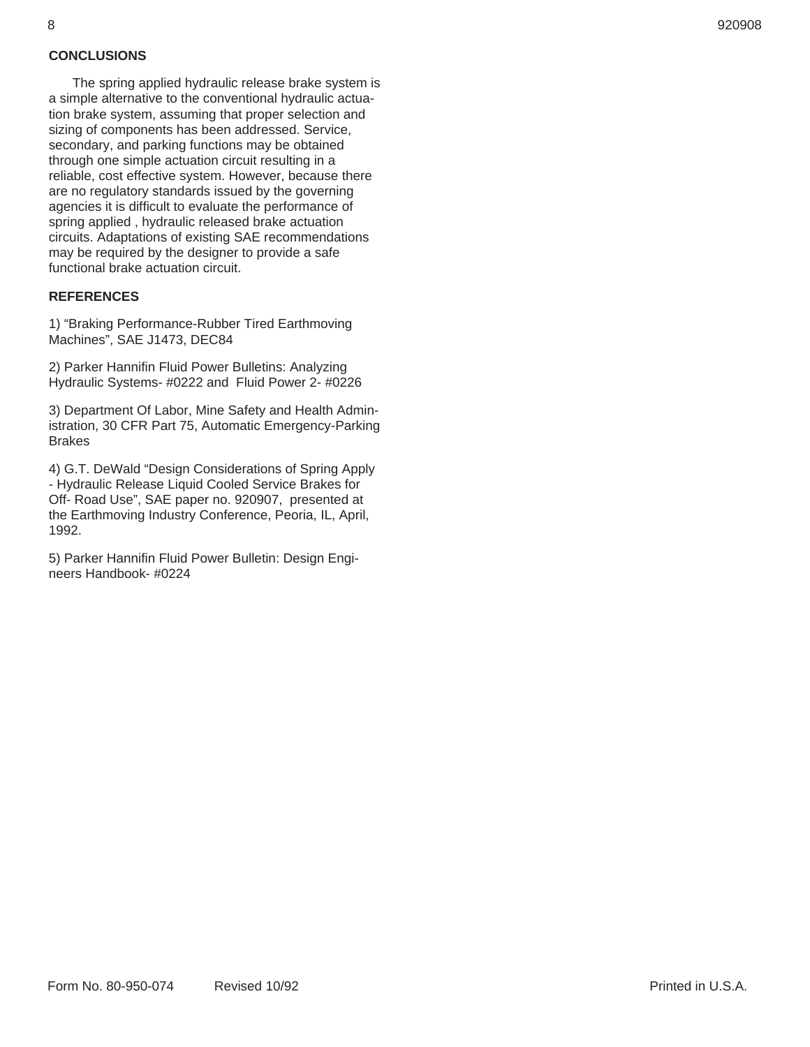## CONCLUSIONS

The spring applied hydraulic release brake system is a simple alternative to the conventional hydraulic actuation brake system, assuming that proper selection and sizing of components has been addressed. Service, secondary, and parking functions may be obtained through one simple actuation circuit resulting in a reliable, cost effective system. However, because there are no regulatory standards issued by the governing agencies it is difficult to evaluate the performance of spring applied , hydraulic released brake actuation circuits. Adaptations of existing SAE recommendations may be required by the designer to provide a safe functional brake actuation circuit.

## REFERENCES

1) "Braking Performance-Rubber Tired Earthmoving Machines", SAE J1473, DEC84

2) Parker Hannifin Fluid Power Bulletins: Analyzing Hydraulic Systems- #0222 and Fluid Power 2- #0226

3) Department Of Labor, Mine Safety and Health Administration, 30 CFR Part 75, Automatic Emergency-Parking Brakes

4) G.T. DeWald "Design Considerations of Spring Apply - Hydraulic Release Liquid Cooled Service Brakes for Off- Road Use", SAE paper no. 920907, presented at the Earthmoving Industry Conference, Peoria, IL, April, 1992.

5) Parker Hannifin Fluid Power Bulletin: Design Engineers Handbook- #0224

Form No. 80-950-074 Revised 10/92 Printed in U.S.A.